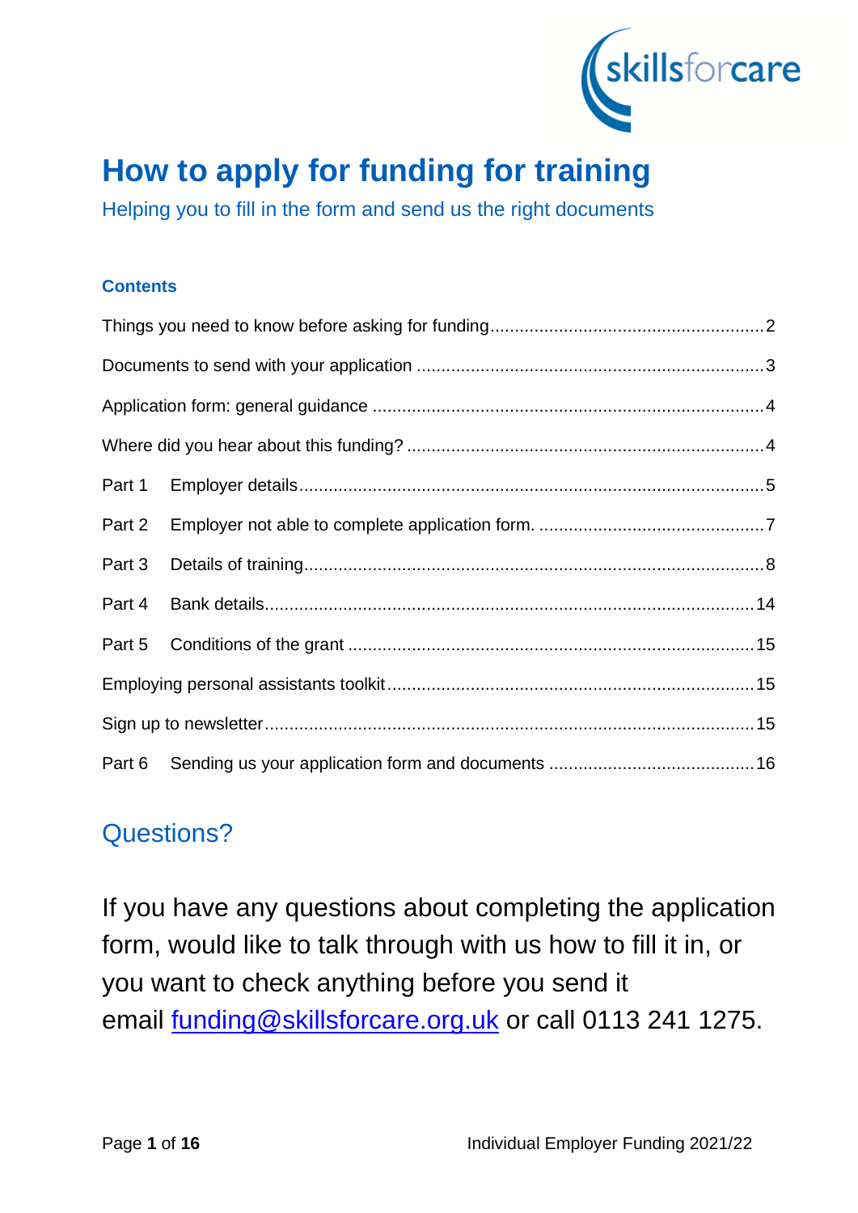# How to apply for funding for training

Helping you to fill in the form and send us the right documents

### Contents

Things you need to know before asking for funding ........ 2

Documents to send with your application ........ 3

Application form: general guidance ........ 4

Where did you hear about this funding? ........ 4

Part 1 Employer details ........ 5

Part 2 Employer not able to complete application form. ........ 7

Part 3 Details of training ........ 8

Part 4 Bank details ........ 14

Part 5 Conditions of the grant ........ 15

Employing personal assistants toolkit ........ 15

Sign up to newsletter ........ 15

Part 6 Sending us your application form and documents ........ 16

## Questions?

If you have any questions about completing the application form, would like to talk through with us how to fill it in, or you want to check anything before you send it email funding@skillsforcare.org.uk or call 0113 241 1275.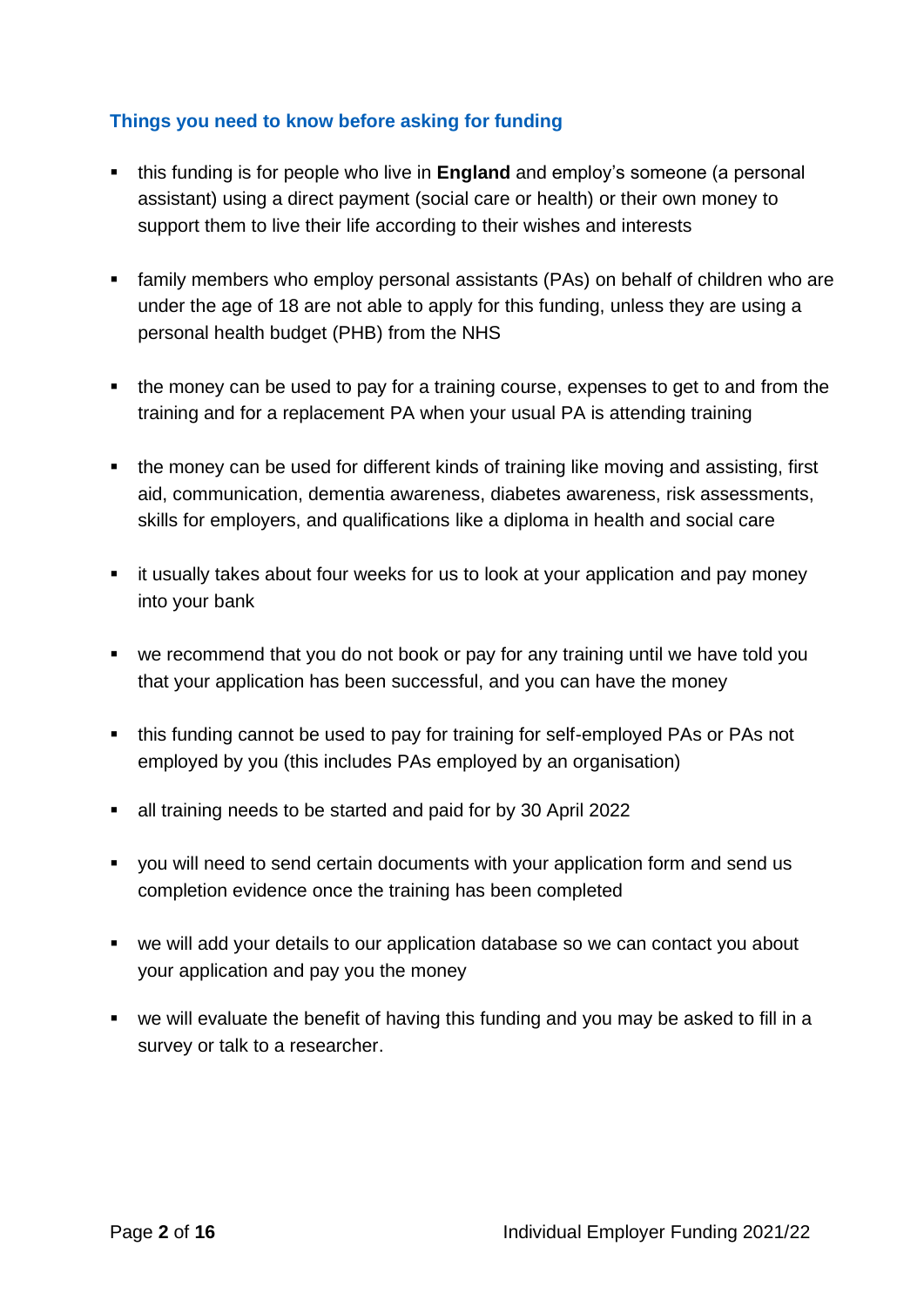## Things you need to know before asking for funding

- this funding is for people who live in **England** and employ's someone (a personal assistant) using a direct payment (social care or health) or their own money to support them to live their life according to their wishes and interests
- family members who employ personal assistants (PAs) on behalf of children who are under the age of 18 are not able to apply for this funding, unless they are using a personal health budget (PHB) from the NHS
- the money can be used to pay for a training course, expenses to get to and from the training and for a replacement PA when your usual PA is attending training
- the money can be used for different kinds of training like moving and assisting, first aid, communication, dementia awareness, diabetes awareness, risk assessments, skills for employers, and qualifications like a diploma in health and social care
- it usually takes about four weeks for us to look at your application and pay money into your bank
- we recommend that you do not book or pay for any training until we have told you that your application has been successful, and you can have the money
- this funding cannot be used to pay for training for self-employed PAs or PAs not employed by you (this includes PAs employed by an organisation)
- all training needs to be started and paid for by 30 April 2022
- you will need to send certain documents with your application form and send us completion evidence once the training has been completed
- we will add your details to our application database so we can contact you about your application and pay you the money
- we will evaluate the benefit of having this funding and you may be asked to fill in a survey or talk to a researcher.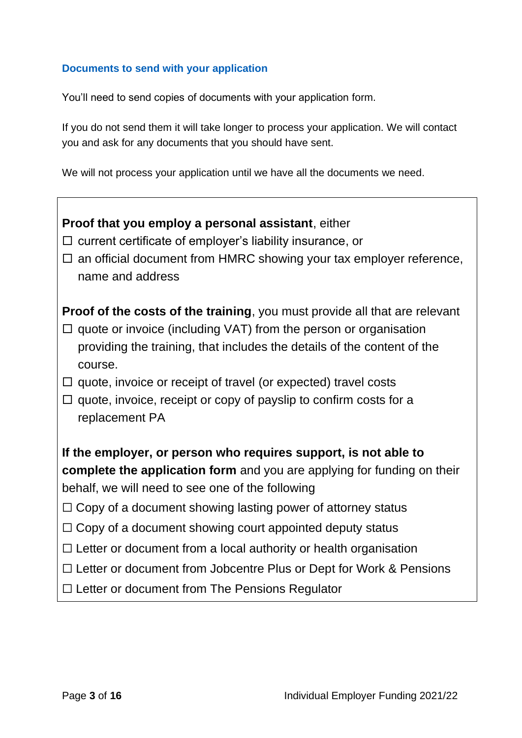### Documents to send with your application

You'll need to send copies of documents with your application form.

If you do not send them it will take longer to process your application. We will contact you and ask for any documents that you should have sent.

We will not process your application until we have all the documents we need.

**Proof that you employ a personal assistant**, either

- ☐ current certificate of employer's liability insurance, or
- ☐ an official document from HMRC showing your tax employer reference, name and address

**Proof of the costs of the training**, you must provide all that are relevant

- ☐ quote or invoice (including VAT) from the person or organisation providing the training, that includes the details of the content of the course.
- ☐ quote, invoice or receipt of travel (or expected) travel costs
- ☐ quote, invoice, receipt or copy of payslip to confirm costs for a replacement PA

**If the employer, or person who requires support, is not able to complete the application form** and you are applying for funding on their behalf, we will need to see one of the following

- ☐ Copy of a document showing lasting power of attorney status
- ☐ Copy of a document showing court appointed deputy status
- ☐ Letter or document from a local authority or health organisation
- ☐ Letter or document from Jobcentre Plus or Dept for Work & Pensions
- ☐ Letter or document from The Pensions Regulator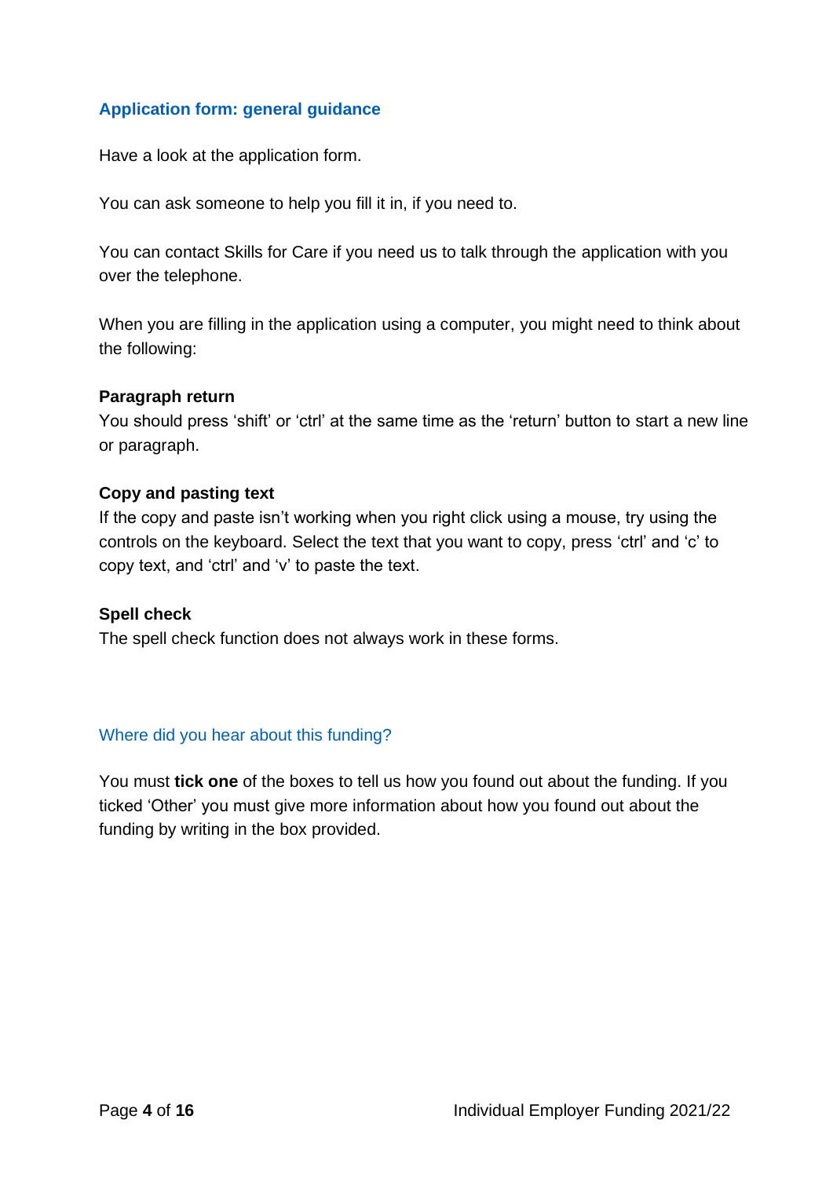## Application form: general guidance

Have a look at the application form.

You can ask someone to help you fill it in, if you need to.

You can contact Skills for Care if you need us to talk through the application with you over the telephone.

When you are filling in the application using a computer, you might need to think about the following:

**Paragraph return**
You should press 'shift' or 'ctrl' at the same time as the 'return' button to start a new line or paragraph.

**Copy and pasting text**
If the copy and paste isn't working when you right click using a mouse, try using the controls on the keyboard. Select the text that you want to copy, press 'ctrl' and 'c' to copy text, and 'ctrl' and 'v' to paste the text.

**Spell check**
The spell check function does not always work in these forms.

### Where did you hear about this funding?

You must **tick one** of the boxes to tell us how you found out about the funding. If you ticked 'Other' you must give more information about how you found out about the funding by writing in the box provided.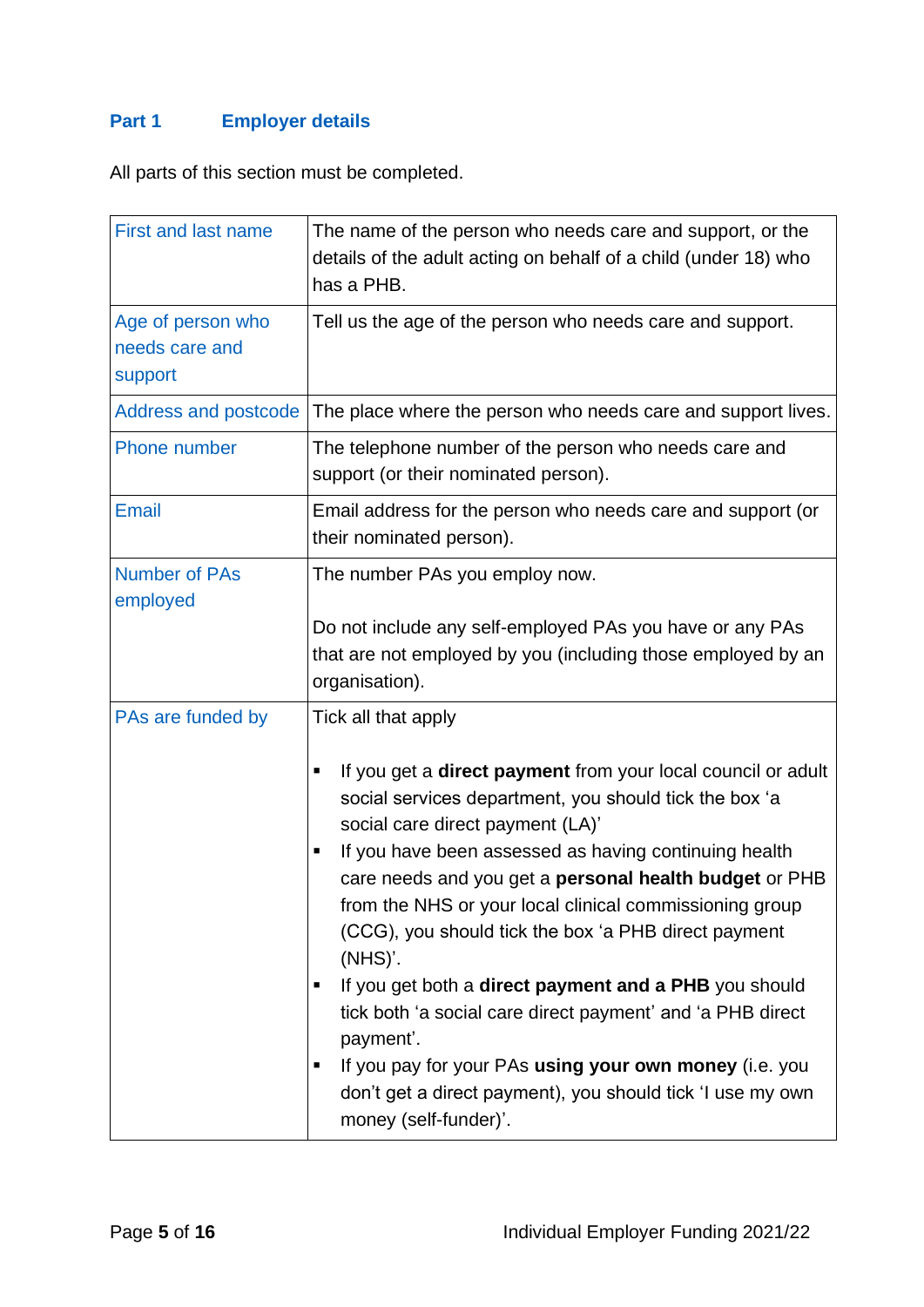## Part 1 Employer details

All parts of this section must be completed.

| | |
|---|---|
| First and last name | The name of the person who needs care and support, or the details of the adult acting on behalf of a child (under 18) who has a PHB. |
| Age of person who needs care and support | Tell us the age of the person who needs care and support. |
| Address and postcode | The place where the person who needs care and support lives. |
| Phone number | The telephone number of the person who needs care and support (or their nominated person). |
| Email | Email address for the person who needs care and support (or their nominated person). |
| Number of PAs employed | The number PAs you employ now.<br><br>Do not include any self-employed PAs you have or any PAs that are not employed by you (including those employed by an organisation). |
| PAs are funded by | Tick all that apply<br><br>▪ If you get a **direct payment** from your local council or adult social services department, you should tick the box 'a social care direct payment (LA)'<br>▪ If you have been assessed as having continuing health care needs and you get a **personal health budget** or PHB from the NHS or your local clinical commissioning group (CCG), you should tick the box 'a PHB direct payment (NHS)'.<br>▪ If you get both a **direct payment and a PHB** you should tick both 'a social care direct payment' and 'a PHB direct payment'.<br>▪ If you pay for your PAs **using your own money** (i.e. you don't get a direct payment), you should tick 'I use my own money (self-funder)'. |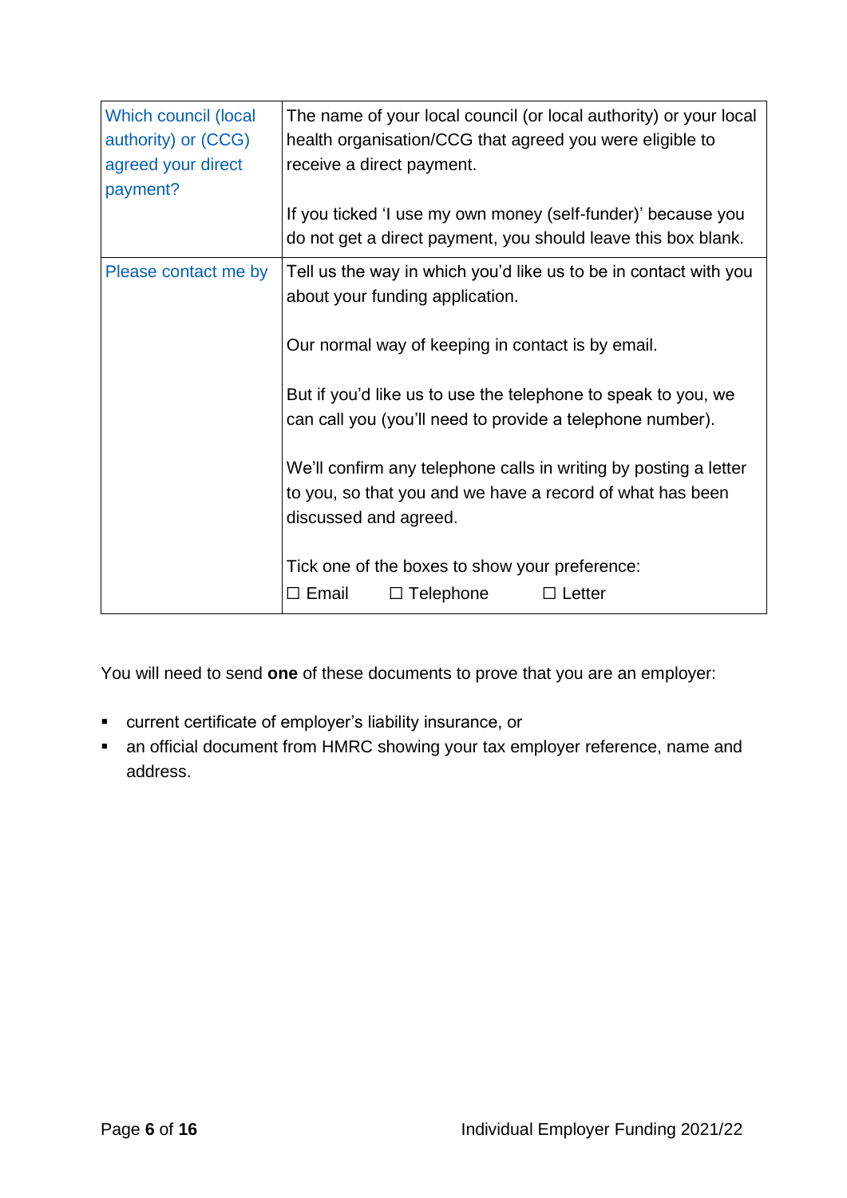| | |
|---|---|
| Which council (local authority) or (CCG) agreed your direct payment? | The name of your local council (or local authority) or your local health organisation/CCG that agreed you were eligible to receive a direct payment.<br><br>If you ticked 'I use my own money (self-funder)' because you do not get a direct payment, you should leave this box blank. |
| Please contact me by | Tell us the way in which you'd like us to be in contact with you about your funding application.<br><br>Our normal way of keeping in contact is by email.<br><br>But if you'd like us to use the telephone to speak to you, we can call you (you'll need to provide a telephone number).<br><br>We'll confirm any telephone calls in writing by posting a letter to you, so that you and we have a record of what has been discussed and agreed.<br><br>Tick one of the boxes to show your preference:<br>☐ Email ☐ Telephone ☐ Letter |

You will need to send **one** of these documents to prove that you are an employer:

- current certificate of employer's liability insurance, or
- an official document from HMRC showing your tax employer reference, name and address.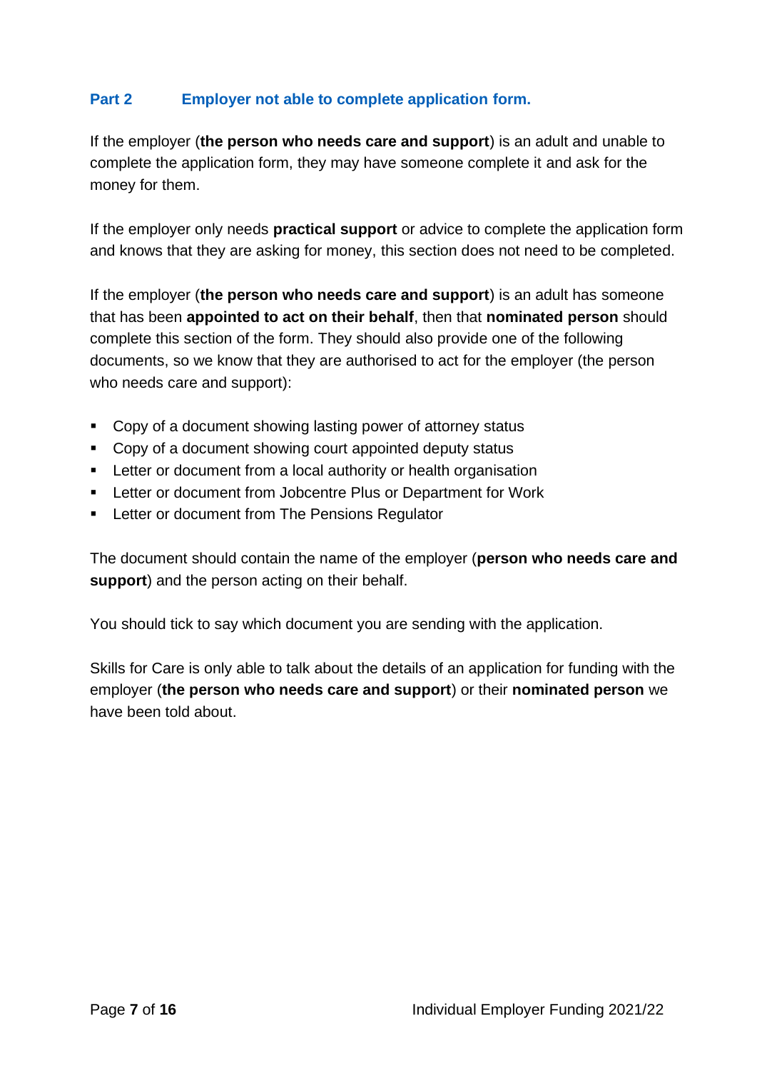## Part 2 Employer not able to complete application form.

If the employer (**the person who needs care and support**) is an adult and unable to complete the application form, they may have someone complete it and ask for the money for them.

If the employer only needs **practical support** or advice to complete the application form and knows that they are asking for money, this section does not need to be completed.

If the employer (**the person who needs care and support**) is an adult has someone that has been **appointed to act on their behalf**, then that **nominated person** should complete this section of the form. They should also provide one of the following documents, so we know that they are authorised to act for the employer (the person who needs care and support):

- Copy of a document showing lasting power of attorney status
- Copy of a document showing court appointed deputy status
- Letter or document from a local authority or health organisation
- Letter or document from Jobcentre Plus or Department for Work
- Letter or document from The Pensions Regulator

The document should contain the name of the employer (**person who needs care and support**) and the person acting on their behalf.

You should tick to say which document you are sending with the application.

Skills for Care is only able to talk about the details of an application for funding with the employer (**the person who needs care and support**) or their **nominated person** we have been told about.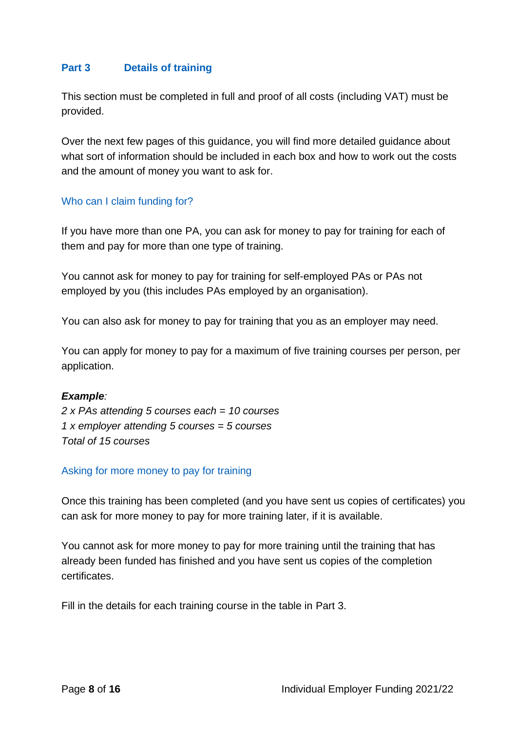## Part 3 Details of training

This section must be completed in full and proof of all costs (including VAT) must be provided.

Over the next few pages of this guidance, you will find more detailed guidance about what sort of information should be included in each box and how to work out the costs and the amount of money you want to ask for.

### Who can I claim funding for?

If you have more than one PA, you can ask for money to pay for training for each of them and pay for more than one type of training.

You cannot ask for money to pay for training for self-employed PAs or PAs not employed by you (this includes PAs employed by an organisation).

You can also ask for money to pay for training that you as an employer may need.

You can apply for money to pay for a maximum of five training courses per person, per application.

***Example**:*
*2 x PAs attending 5 courses each = 10 courses*
*1 x employer attending 5 courses = 5 courses*
*Total of 15 courses*

### Asking for more money to pay for training

Once this training has been completed (and you have sent us copies of certificates) you can ask for more money to pay for more training later, if it is available.

You cannot ask for more money to pay for more training until the training that has already been funded has finished and you have sent us copies of the completion certificates.

Fill in the details for each training course in the table in Part 3.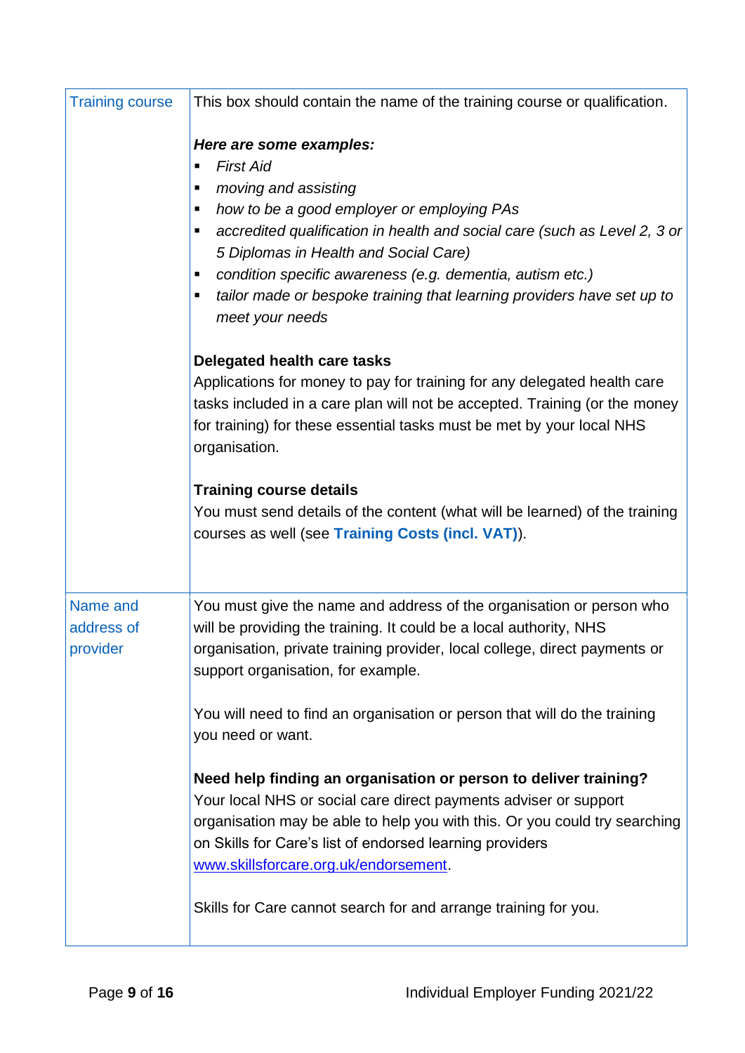| | |
|---|---|
| Training course | This box should contain the name of the training course or qualification.<br><br>***Here are some examples:***<br>▪ *First Aid*<br>▪ *moving and assisting*<br>▪ *how to be a good employer or employing PAs*<br>▪ *accredited qualification in health and social care (such as Level 2, 3 or 5 Diplomas in Health and Social Care)*<br>▪ *condition specific awareness (e.g. dementia, autism etc.)*<br>▪ *tailor made or bespoke training that learning providers have set up to meet your needs*<br><br>**Delegated health care tasks**<br>Applications for money to pay for training for any delegated health care tasks included in a care plan will not be accepted. Training (or the money for training) for these essential tasks must be met by your local NHS organisation.<br><br>**Training course details**<br>You must send details of the content (what will be learned) of the training courses as well (see **Training Costs (incl. VAT)**). |
| Name and address of provider | You must give the name and address of the organisation or person who will be providing the training. It could be a local authority, NHS organisation, private training provider, local college, direct payments or support organisation, for example.<br><br>You will need to find an organisation or person that will do the training you need or want.<br><br>**Need help finding an organisation or person to deliver training?**<br>Your local NHS or social care direct payments adviser or support organisation may be able to help you with this. Or you could try searching on Skills for Care's list of endorsed learning providers www.skillsforcare.org.uk/endorsement.<br><br>Skills for Care cannot search for and arrange training for you. |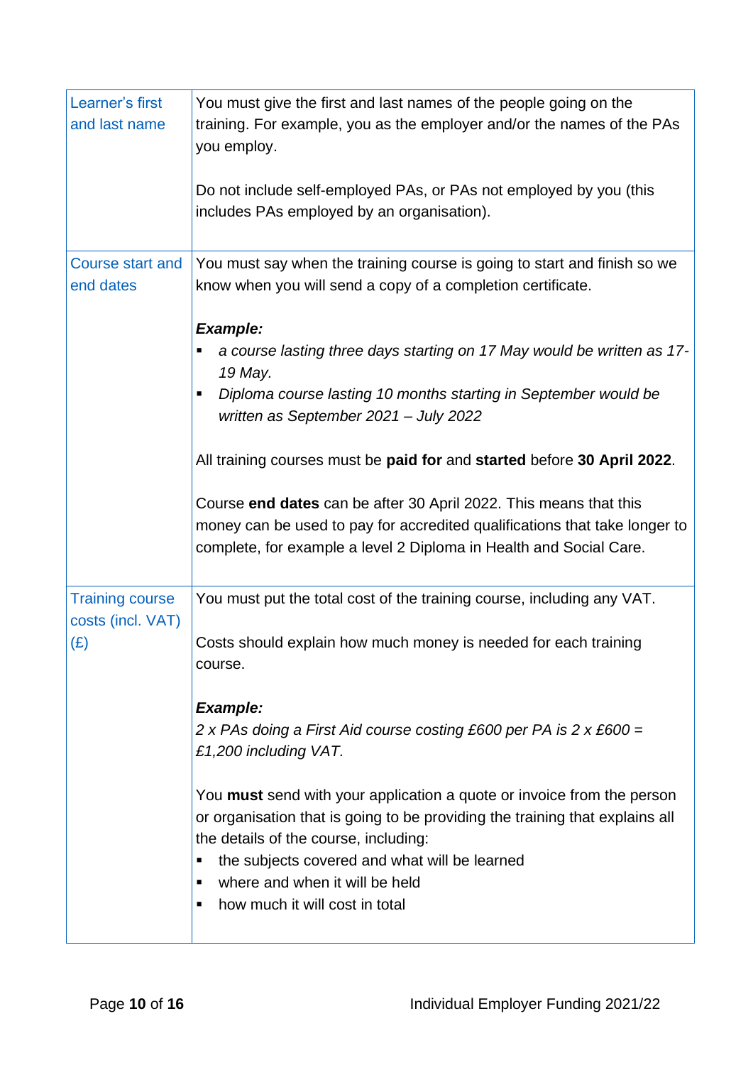| | |
|---|---|
| Learner's first and last name | You must give the first and last names of the people going on the training. For example, you as the employer and/or the names of the PAs you employ.<br><br>Do not include self-employed PAs, or PAs not employed by you (this includes PAs employed by an organisation). |
| Course start and end dates | You must say when the training course is going to start and finish so we know when you will send a copy of a completion certificate.<br><br>***Example:***<br>▪ *a course lasting three days starting on 17 May would be written as 17-19 May.*<br>▪ *Diploma course lasting 10 months starting in September would be written as September 2021 – July 2022*<br><br>All training courses must be **paid for** and **started** before **30 April 2022**.<br><br>Course **end dates** can be after 30 April 2022. This means that this money can be used to pay for accredited qualifications that take longer to complete, for example a level 2 Diploma in Health and Social Care. |
| Training course costs (incl. VAT) (£) | You must put the total cost of the training course, including any VAT.<br><br>Costs should explain how much money is needed for each training course.<br><br>***Example:***<br>*2 x PAs doing a First Aid course costing £600 per PA is 2 x £600 = £1,200 including VAT.*<br><br>You **must** send with your application a quote or invoice from the person or organisation that is going to be providing the training that explains all the details of the course, including:<br>▪ the subjects covered and what will be learned<br>▪ where and when it will be held<br>▪ how much it will cost in total |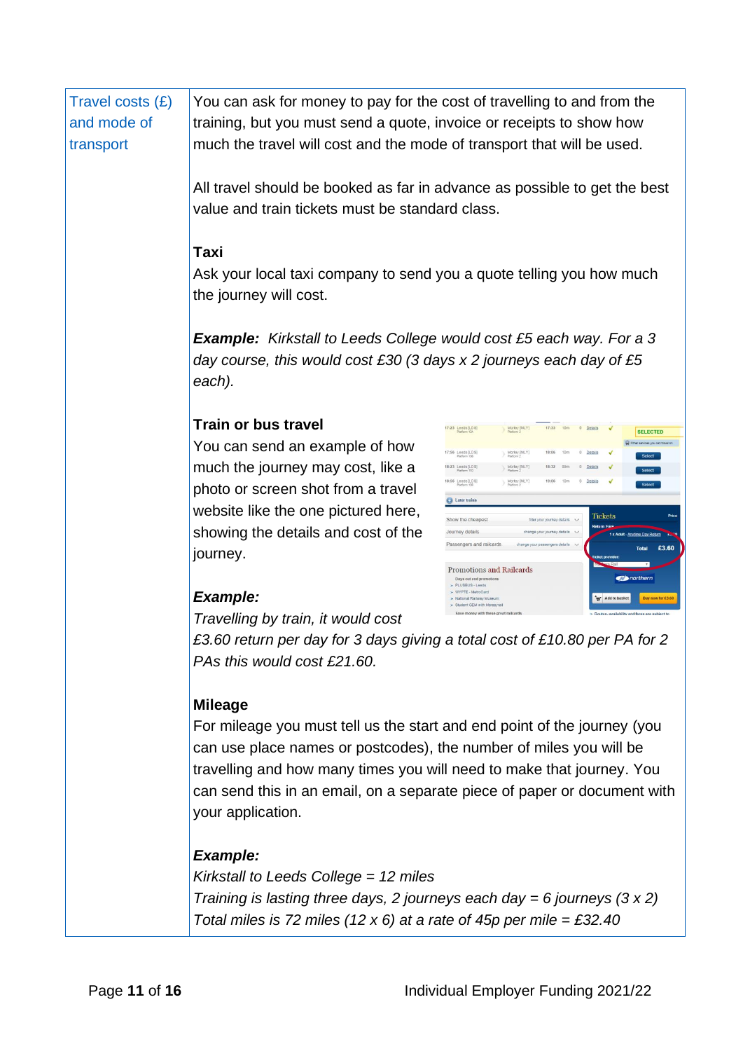| Travel costs (£) and mode of transport | You can ask for money to pay for the cost of travelling to and from the training, but you must send a quote, invoice or receipts to show how much the travel will cost and the mode of transport that will be used.<br><br>All travel should be booked as far in advance as possible to get the best value and train tickets must be standard class.<br><br>**Taxi**<br>Ask your local taxi company to send you a quote telling you how much the journey will cost.<br><br>***Example:*** *Kirkstall to Leeds College would cost £5 each way. For a 3 day course, this would cost £30 (3 days x 2 journeys each day of £5 each).*<br><br>**Train or bus travel**<br>You can send an example of how much the journey may cost, like a photo or screen shot from a travel website like the one pictured here, showing the details and cost of the journey.<br><br>***Example:***<br>*Travelling by train, it would cost £3.60 return per day for 3 days giving a total cost of £10.80 per PA for 2 PAs this would cost £21.60.*<br><br>**Mileage**<br>For mileage you must tell us the start and end point of the journey (you can use place names or postcodes), the number of miles you will be travelling and how many times you will need to make that journey. You can send this in an email, on a separate piece of paper or document with your application.<br><br>***Example:***<br>*Kirkstall to Leeds College = 12 miles*<br>*Training is lasting three days, 2 journeys each day = 6 journeys (3 x 2)*<br>*Total miles is 72 miles (12 x 6) at a rate of 45p per mile = £32.40* |
|---|---|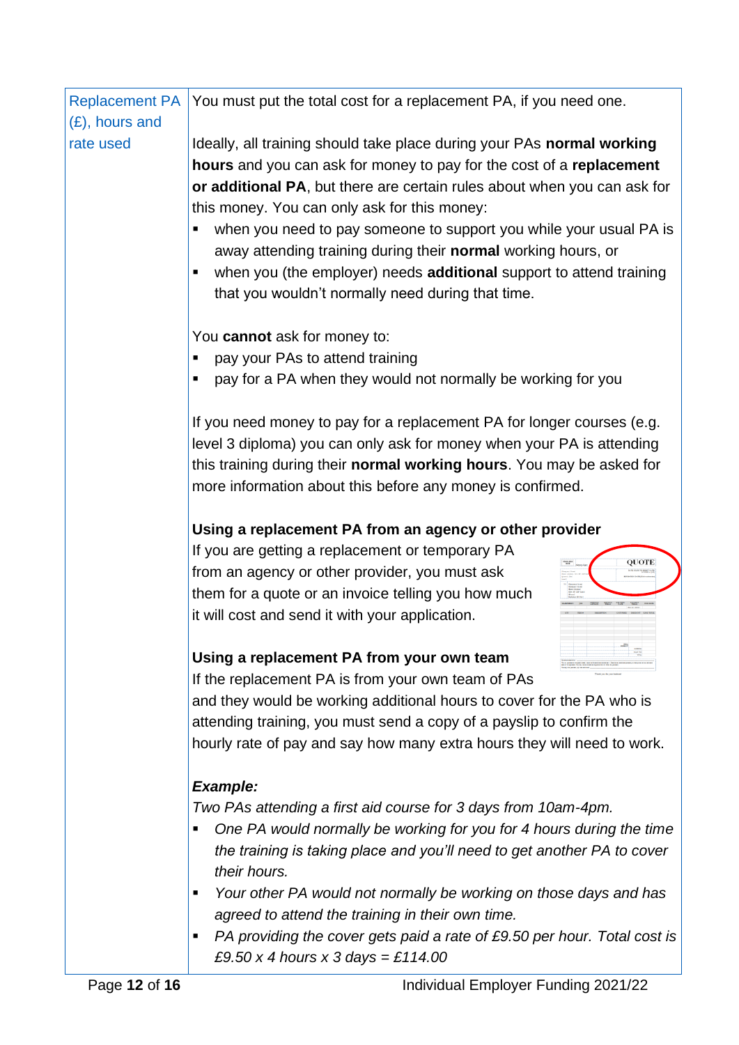| Replacement PA (£), hours and rate used | You must put the total cost for a replacement PA, if you need one.<br><br>Ideally, all training should take place during your PAs **normal working hours** and you can ask for money to pay for the cost of a **replacement or additional PA**, but there are certain rules about when you can ask for this money. You can only ask for this money:<br>▪ when you need to pay someone to support you while your usual PA is away attending training during their **normal** working hours, or<br>▪ when you (the employer) needs **additional** support to attend training that you wouldn't normally need during that time.<br><br>You **cannot** ask for money to:<br>▪ pay your PAs to attend training<br>▪ pay for a PA when they would not normally be working for you<br><br>If you need money to pay for a replacement PA for longer courses (e.g. level 3 diploma) you can only ask for money when your PA is attending this training during their **normal working hours**. You may be asked for more information about this before any money is confirmed.<br><br>**Using a replacement PA from an agency or other provider**<br>If you are getting a replacement or temporary PA from an agency or other provider, you must ask them for a quote or an invoice telling you how much it will cost and send it with your application.<br><br>**Using a replacement PA from your own team**<br>If the replacement PA is from your own team of PAs and they would be working additional hours to cover for the PA who is attending training, you must send a copy of a payslip to confirm the hourly rate of pay and say how many extra hours they will need to work.<br><br>***Example:***<br>*Two PAs attending a first aid course for 3 days from 10am-4pm.*<br>▪ *One PA would normally be working for you for 4 hours during the time the training is taking place and you'll need to get another PA to cover their hours.*<br>▪ *Your other PA would not normally be working on those days and has agreed to attend the training in their own time.*<br>▪ *PA providing the cover gets paid a rate of £9.50 per hour. Total cost is £9.50 x 4 hours x 3 days = £114.00* |
|---|---|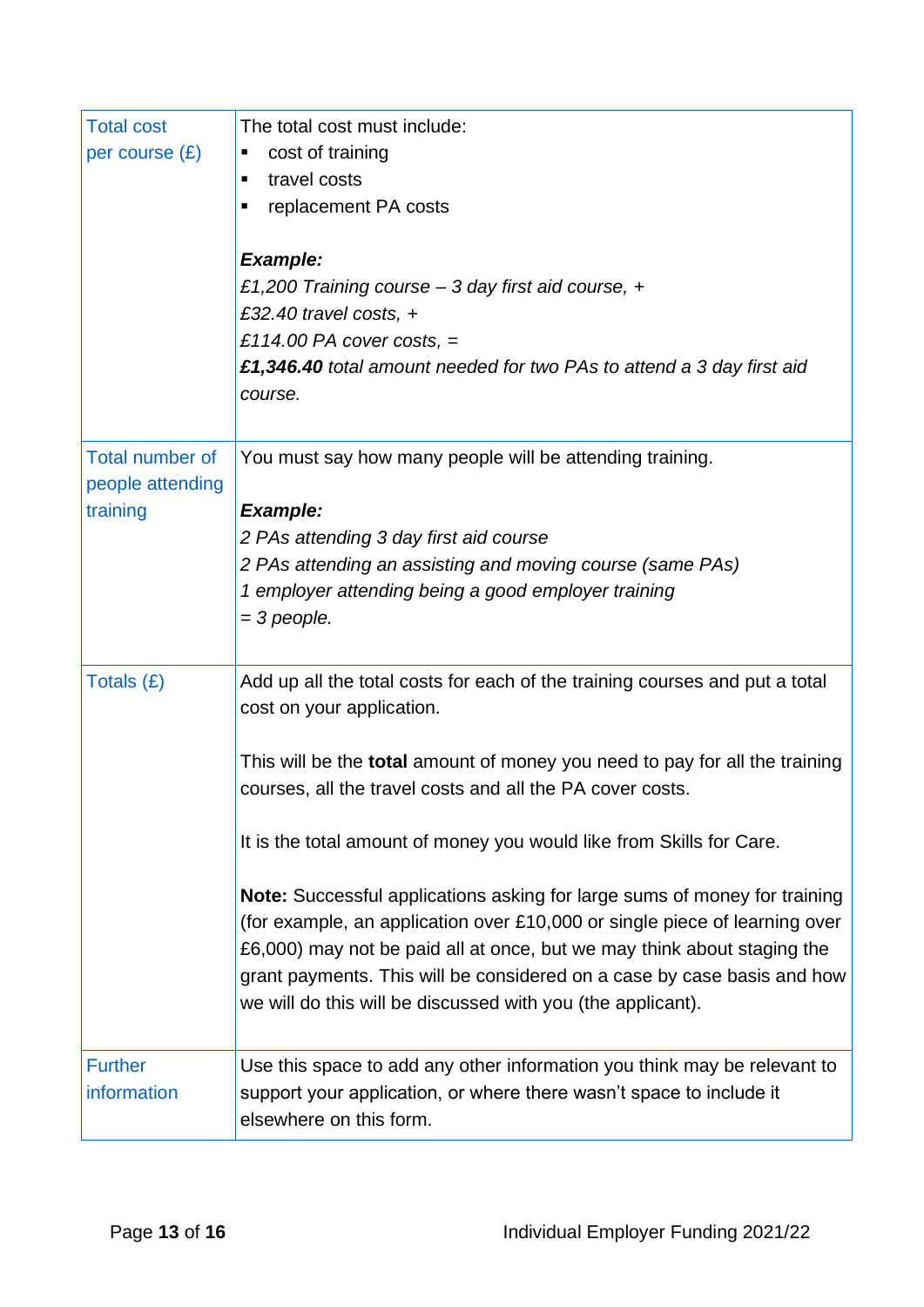| | |
|---|---|
| Total cost per course (£) | The total cost must include:<br>▪ cost of training<br>▪ travel costs<br>▪ replacement PA costs<br><br>***Example:***<br>*£1,200 Training course – 3 day first aid course, +*<br>*£32.40 travel costs, +*<br>*£114.00 PA cover costs, =*<br>***£1,346.40** total amount needed for two PAs to attend a 3 day first aid course.* |
| Total number of people attending training | You must say how many people will be attending training.<br><br>***Example:***<br>*2 PAs attending 3 day first aid course*<br>*2 PAs attending an assisting and moving course (same PAs)*<br>*1 employer attending being a good employer training*<br>*= 3 people.* |
| Totals (£) | Add up all the total costs for each of the training courses and put a total cost on your application.<br><br>This will be the **total** amount of money you need to pay for all the training courses, all the travel costs and all the PA cover costs.<br><br>It is the total amount of money you would like from Skills for Care.<br><br>**Note:** Successful applications asking for large sums of money for training (for example, an application over £10,000 or single piece of learning over £6,000) may not be paid all at once, but we may think about staging the grant payments. This will be considered on a case by case basis and how we will do this will be discussed with you (the applicant). |
| Further information | Use this space to add any other information you think may be relevant to support your application, or where there wasn't space to include it elsewhere on this form. |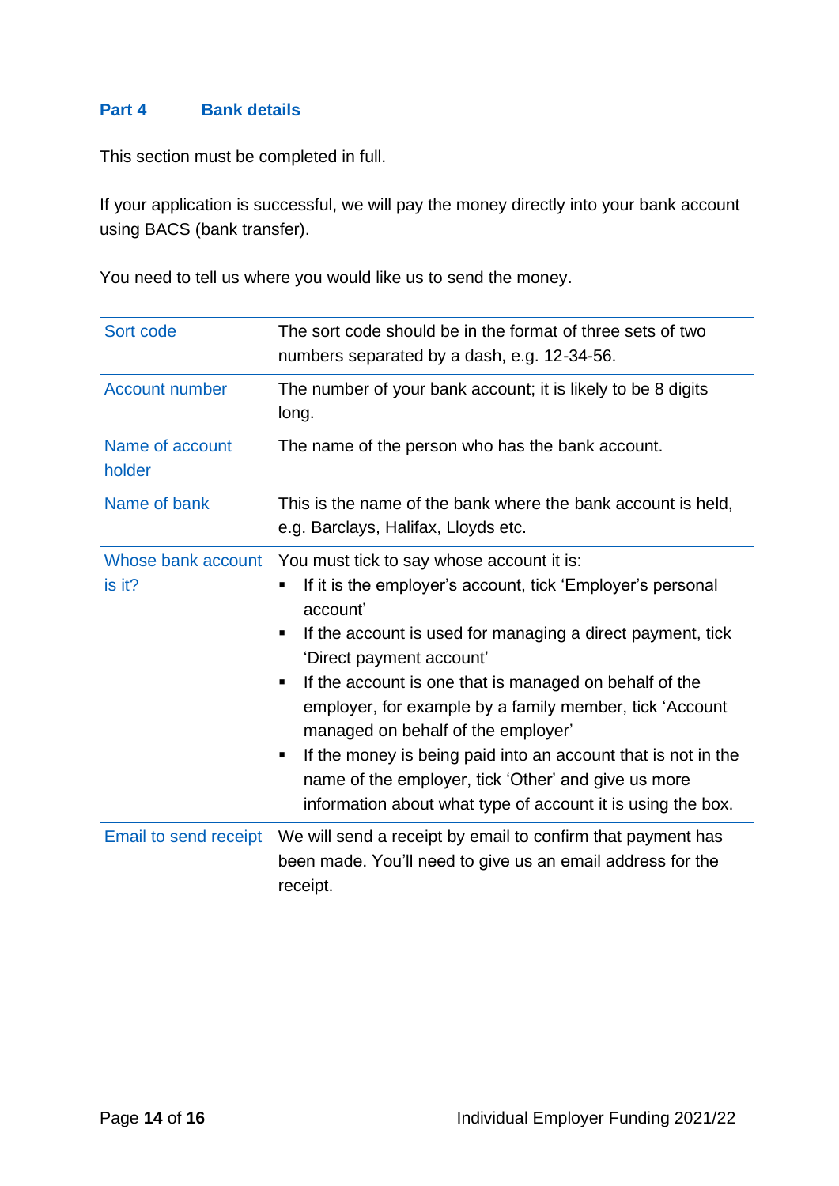## Part 4 Bank details

This section must be completed in full.

If your application is successful, we will pay the money directly into your bank account using BACS (bank transfer).

You need to tell us where you would like us to send the money.

| | |
|---|---|
| Sort code | The sort code should be in the format of three sets of two numbers separated by a dash, e.g. 12-34-56. |
| Account number | The number of your bank account; it is likely to be 8 digits long. |
| Name of account holder | The name of the person who has the bank account. |
| Name of bank | This is the name of the bank where the bank account is held, e.g. Barclays, Halifax, Lloyds etc. |
| Whose bank account is it? | You must tick to say whose account it is:<br>▪ If it is the employer's account, tick 'Employer's personal account'<br>▪ If the account is used for managing a direct payment, tick 'Direct payment account'<br>▪ If the account is one that is managed on behalf of the employer, for example by a family member, tick 'Account managed on behalf of the employer'<br>▪ If the money is being paid into an account that is not in the name of the employer, tick 'Other' and give us more information about what type of account it is using the box. |
| Email to send receipt | We will send a receipt by email to confirm that payment has been made. You'll need to give us an email address for the receipt. |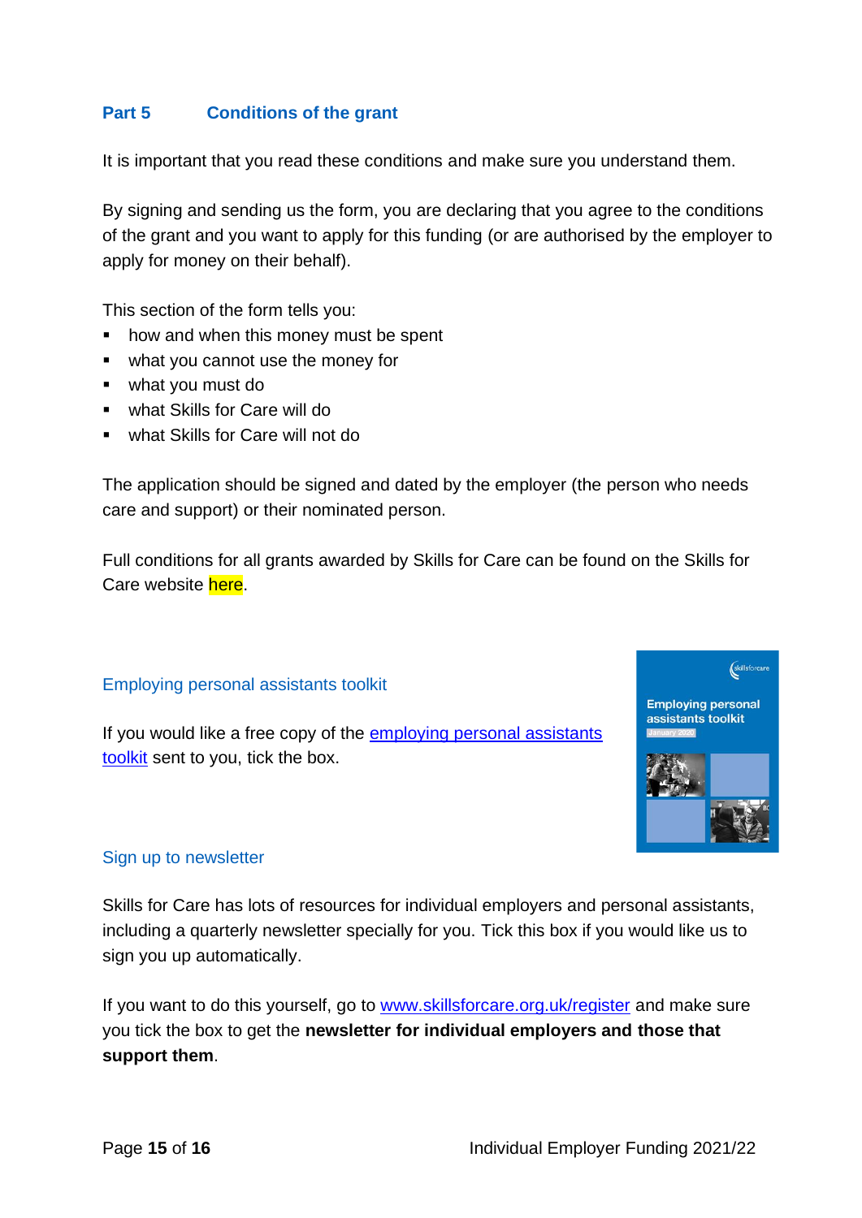## Part 5 Conditions of the grant

It is important that you read these conditions and make sure you understand them.

By signing and sending us the form, you are declaring that you agree to the conditions of the grant and you want to apply for this funding (or are authorised by the employer to apply for money on their behalf).

This section of the form tells you:

- how and when this money must be spent
- what you cannot use the money for
- what you must do
- what Skills for Care will do
- what Skills for Care will not do

The application should be signed and dated by the employer (the person who needs care and support) or their nominated person.

Full conditions for all grants awarded by Skills for Care can be found on the Skills for Care website here.

### Employing personal assistants toolkit

If you would like a free copy of the employing personal assistants toolkit sent to you, tick the box.

### Sign up to newsletter

Skills for Care has lots of resources for individual employers and personal assistants, including a quarterly newsletter specially for you. Tick this box if you would like us to sign you up automatically.

If you want to do this yourself, go to www.skillsforcare.org.uk/register and make sure you tick the box to get the **newsletter for individual employers and those that support them**.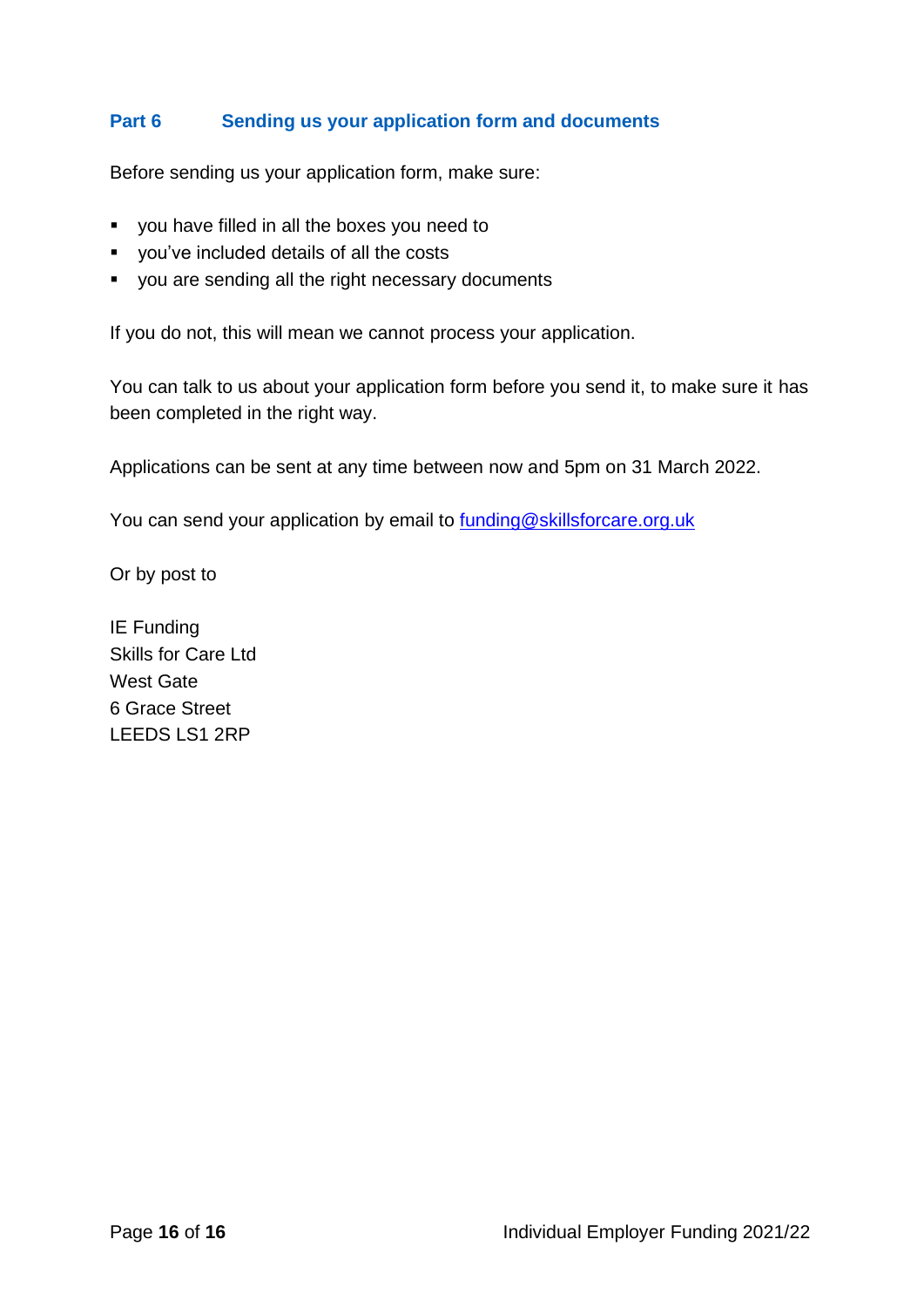## Part 6 Sending us your application form and documents

Before sending us your application form, make sure:

- you have filled in all the boxes you need to
- you've included details of all the costs
- you are sending all the right necessary documents

If you do not, this will mean we cannot process your application.

You can talk to us about your application form before you send it, to make sure it has been completed in the right way.

Applications can be sent at any time between now and 5pm on 31 March 2022.

You can send your application by email to [funding@skillsforcare.org.uk](mailto:funding@skillsforcare.org.uk)

Or by post to

IE Funding
Skills for Care Ltd
West Gate
6 Grace Street
LEEDS LS1 2RP